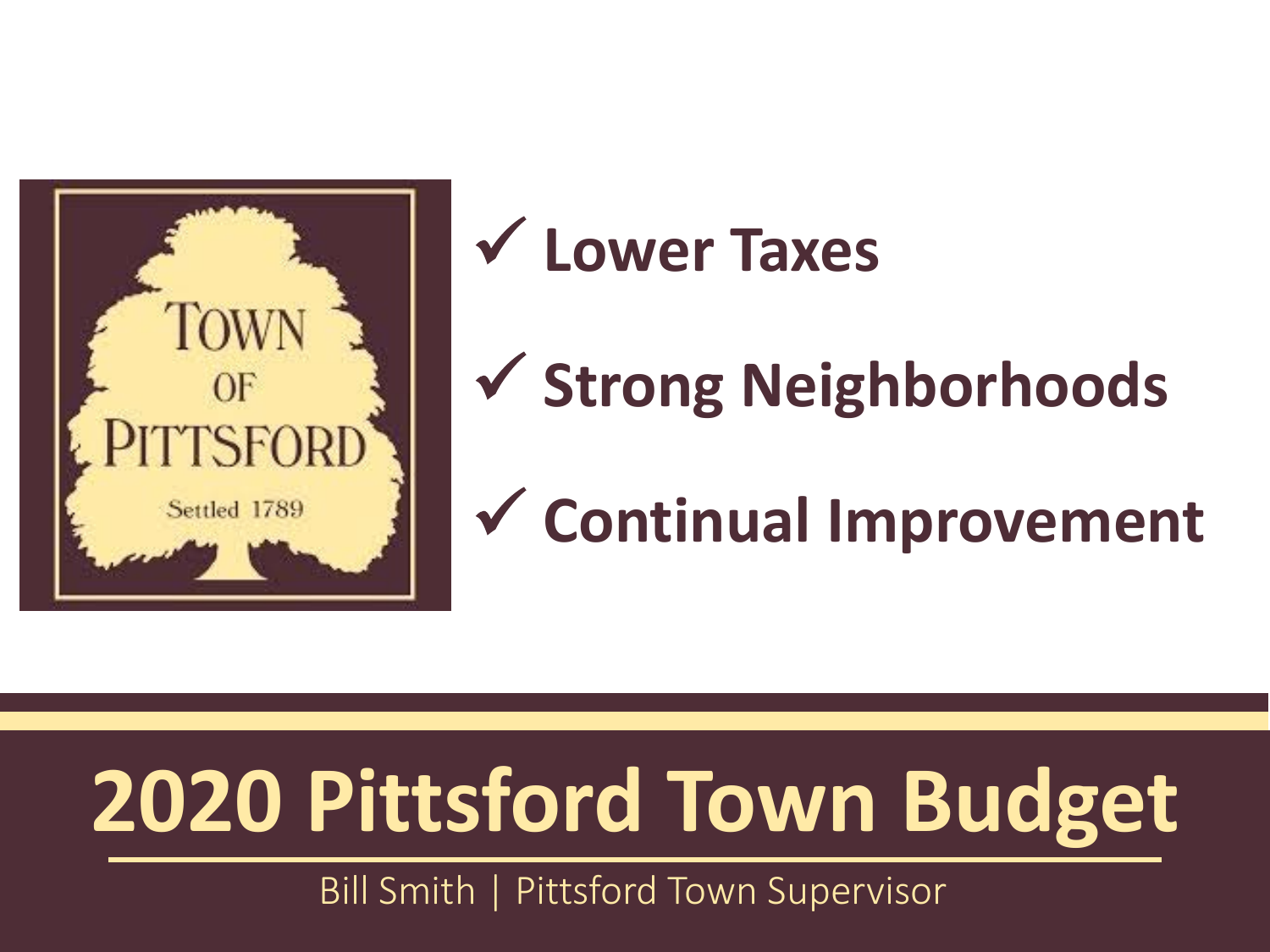TOWN OF PITTSFORD

Settled 1789

- ✓ **Lower Taxes**
- ✓ **Strong Neighborhoods**
- ✓ **Continual Improvement**

# 2020 Pittsford Town Budget

Bill Smith | Pittsford Town Supervisor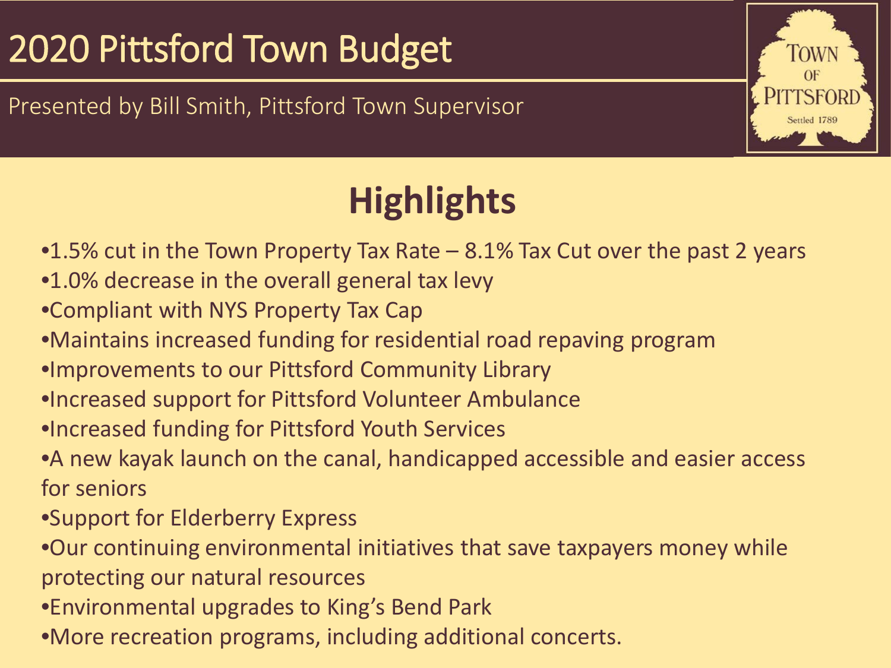# 2020 Pittsford Town Budget

Presented by Bill Smith, Pittsford Town Supervisor

## Highlights

- 1.5% cut in the Town Property Tax Rate – 8.1% Tax Cut over the past 2 years
- 1.0% decrease in the overall general tax levy
- Compliant with NYS Property Tax Cap
- Maintains increased funding for residential road repaving program
- Improvements to our Pittsford Community Library
- Increased support for Pittsford Volunteer Ambulance
- Increased funding for Pittsford Youth Services
- A new kayak launch on the canal, handicapped accessible and easier access for seniors
- Support for Elderberry Express
- Our continuing environmental initiatives that save taxpayers money while protecting our natural resources
- Environmental upgrades to King's Bend Park
- More recreation programs, including additional concerts.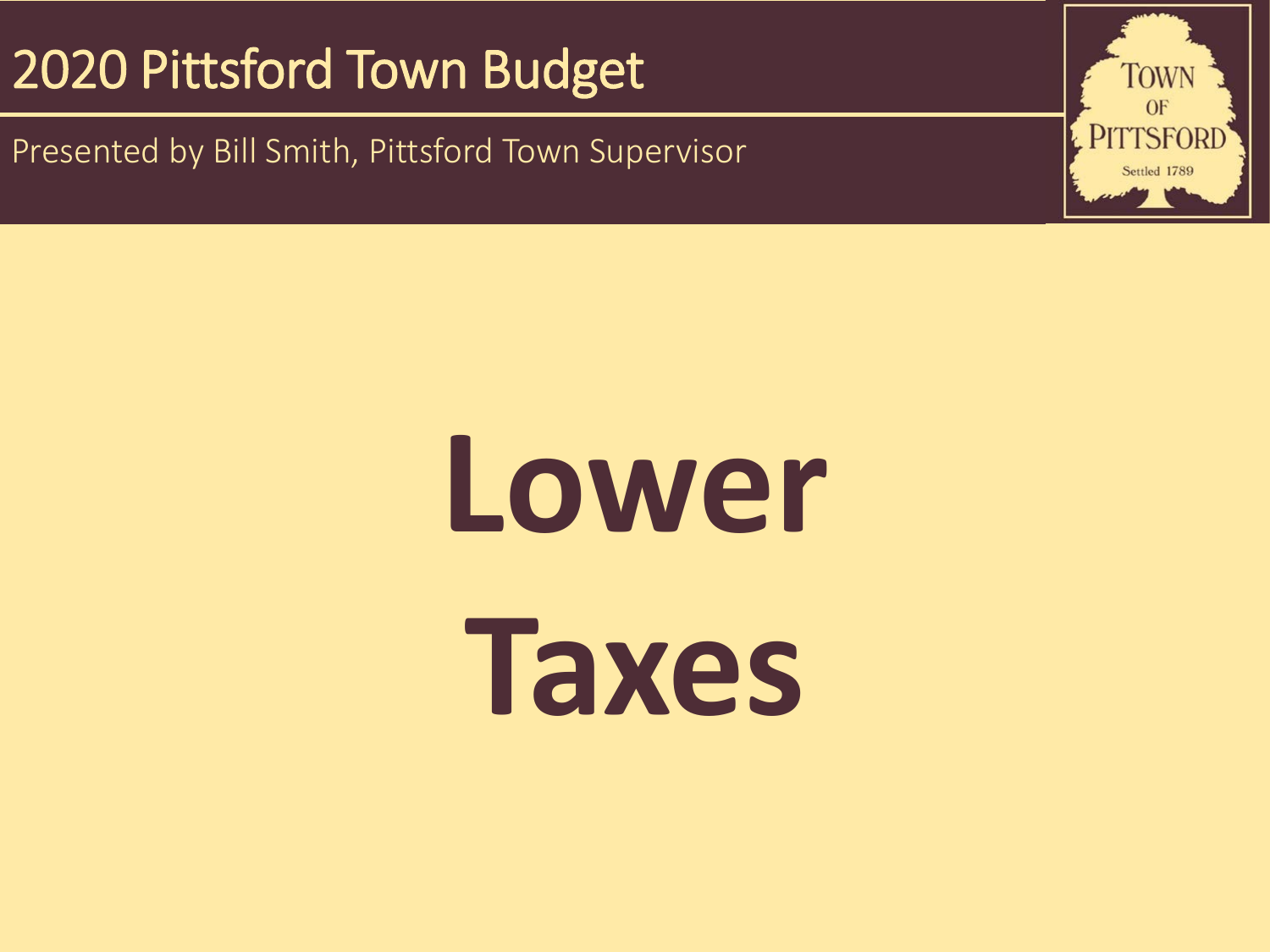# 2020 Pittsford Town Budget

Presented by Bill Smith, Pittsford Town Supervisor

TOWN OF PITTSFORD
Settled 1789

# Lower Taxes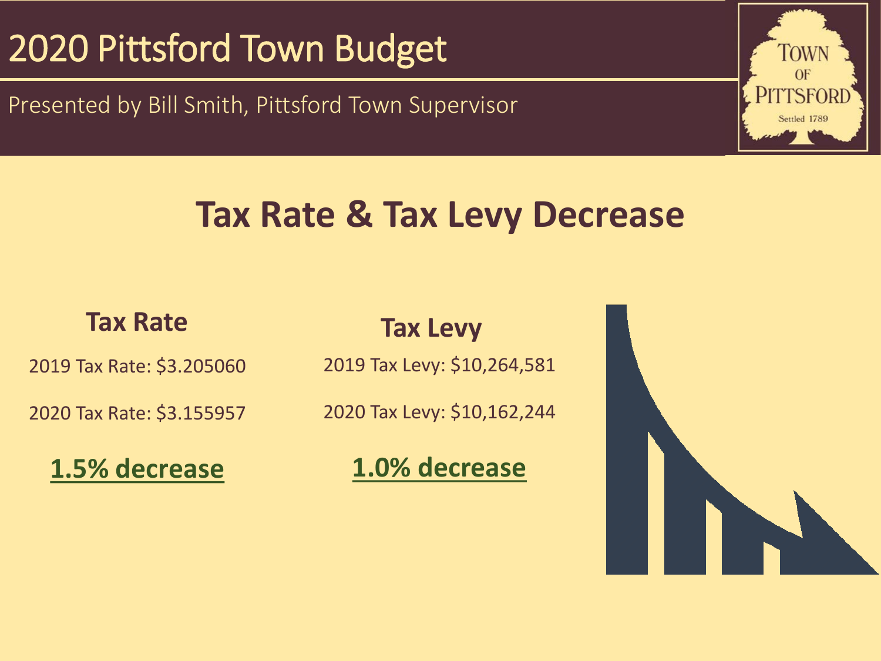# 2020 Pittsford Town Budget

Presented by Bill Smith, Pittsford Town Supervisor

## Tax Rate & Tax Levy Decrease

### Tax Rate

2019 Tax Rate: $3.205060

2020 Tax Rate: $3.155957

**1.5% decrease**

### Tax Levy

2019 Tax Levy: $10,264,581

2020 Tax Levy: $10,162,244

**1.0% decrease**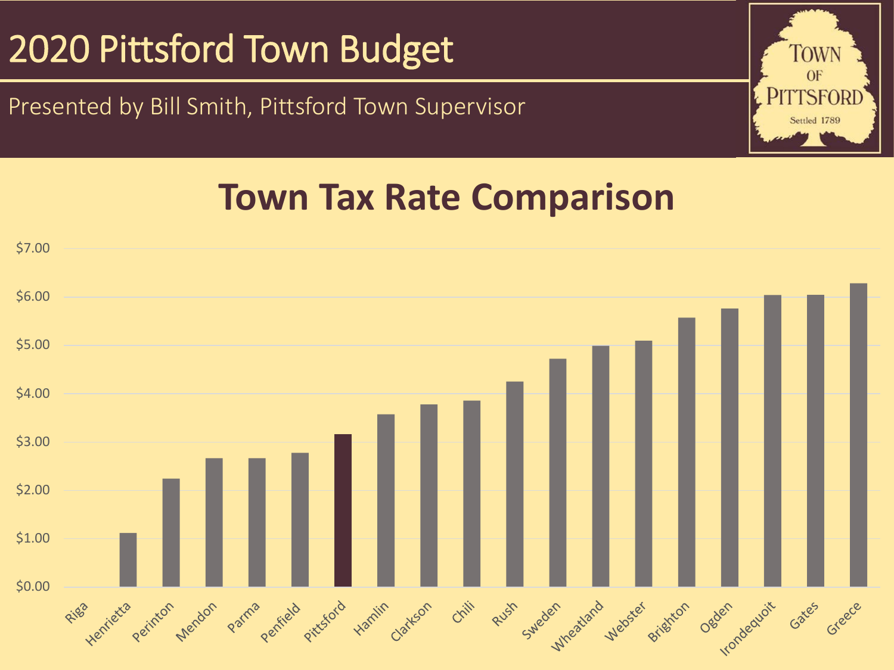# 2020 Pittsford Town Budget

Presented by Bill Smith, Pittsford Town Supervisor

TOWN OF PITTSFORD
Settled 1789

## Town Tax Rate Comparison

$7.00
$6.00
$5.00
$4.00
$3.00
$2.00
$1.00
$0.00

Riga, Henrietta, Perinton, Mendon, Parma, Penfield, Pittsford, Hamlin, Clarkson, Chili, Rush, Sweden, Wheatland, Webster, Brighton, Ogden, Irondequoit, Gates, Greece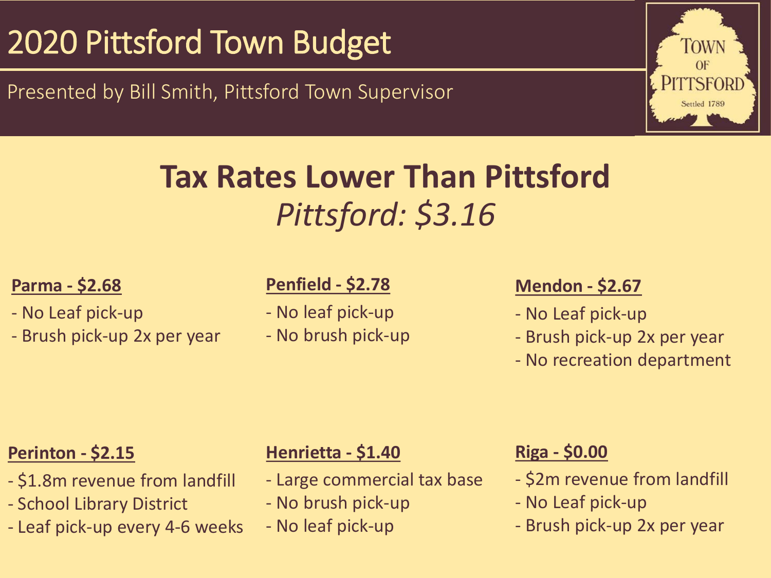# 2020 Pittsford Town Budget

Presented by Bill Smith, Pittsford Town Supervisor

## Tax Rates Lower Than Pittsford

*Pittsford: $3.16*

**Parma - $2.68**

- No Leaf pick-up
- Brush pick-up 2x per year

**Penfield - $2.78**

- No leaf pick-up
- No brush pick-up

**Mendon - $2.67**

- No Leaf pick-up
- Brush pick-up 2x per year
- No recreation department

**Perinton - $2.15**

- $1.8m revenue from landfill
- School Library District
- Leaf pick-up every 4-6 weeks

**Henrietta - $1.40**

- Large commercial tax base
- No brush pick-up
- No leaf pick-up

**Riga - $0.00**

- $2m revenue from landfill
- No Leaf pick-up
- Brush pick-up 2x per year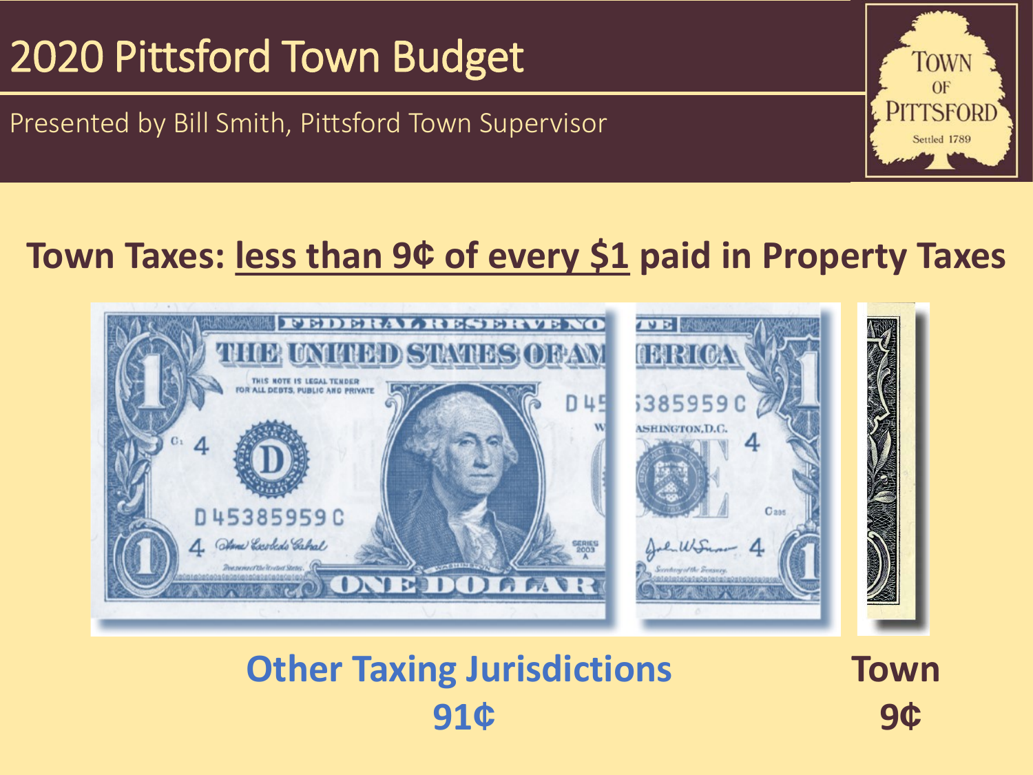# 2020 Pittsford Town Budget

Presented by Bill Smith, Pittsford Town Supervisor

## Town Taxes: less than 9¢ of every $1 paid in Property Taxes

**Other Taxing Jurisdictions**
**91¢**

**Town**
**9¢**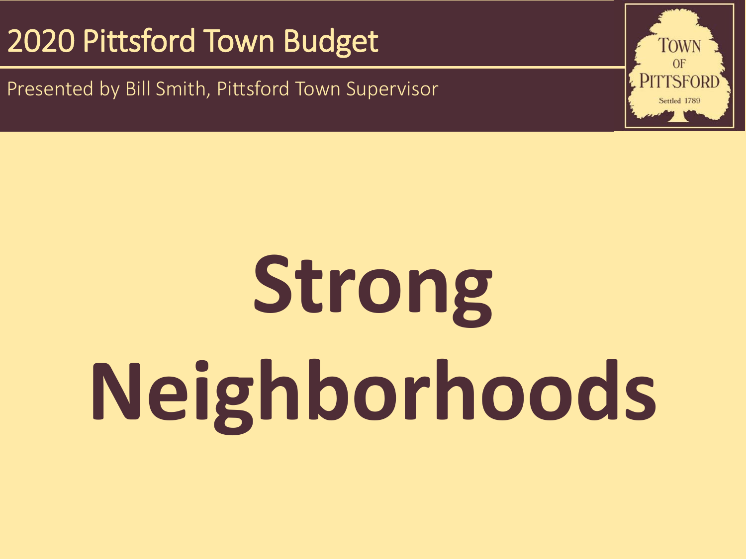# 2020 Pittsford Town Budget

Presented by Bill Smith, Pittsford Town Supervisor

TOWN OF PITTSFORD
Settled 1789

# Strong Neighborhoods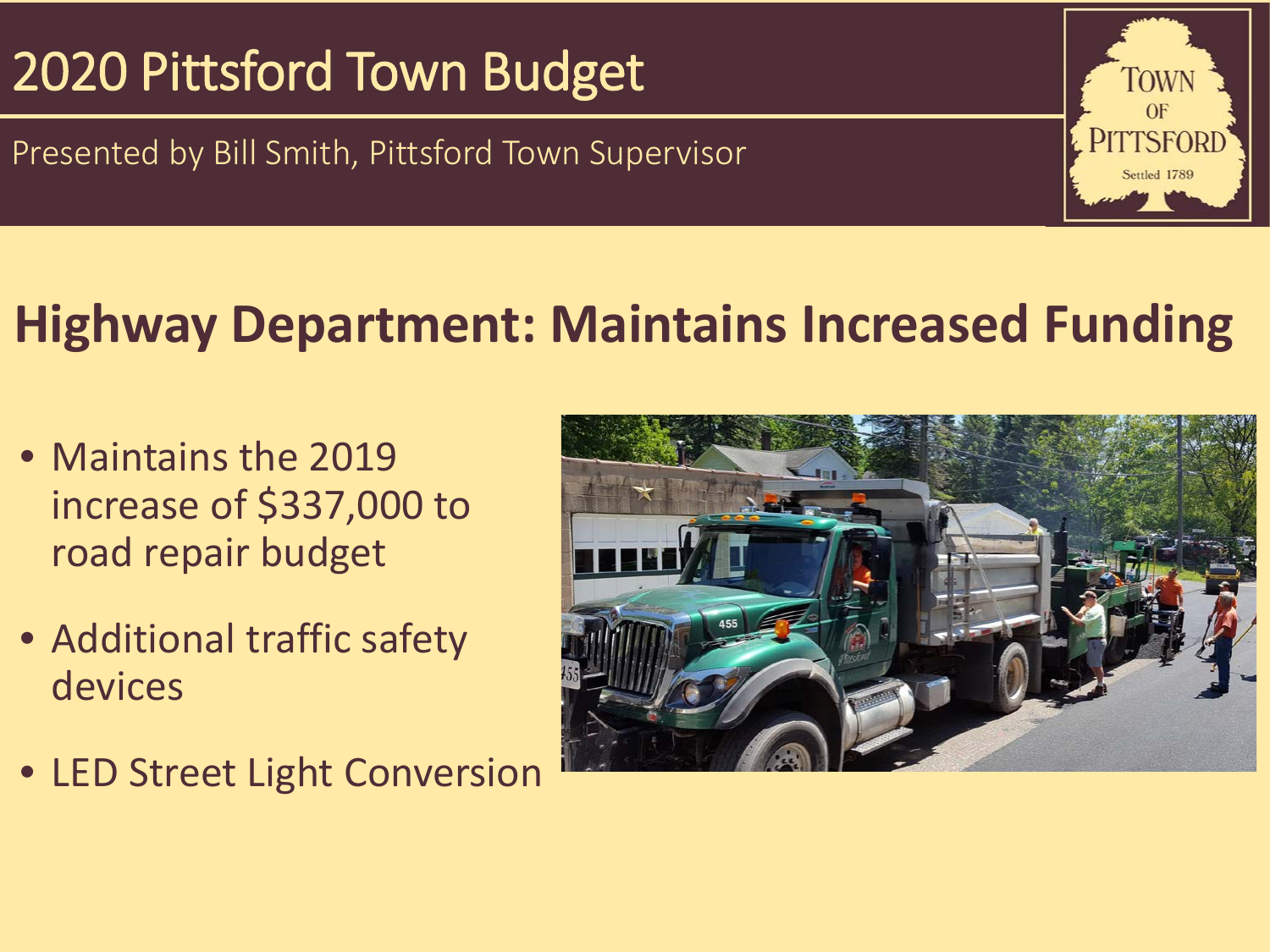# 2020 Pittsford Town Budget

Presented by Bill Smith, Pittsford Town Supervisor

## Highway Department: Maintains Increased Funding

- Maintains the 2019 increase of $337,000 to road repair budget
- Additional traffic safety devices
- LED Street Light Conversion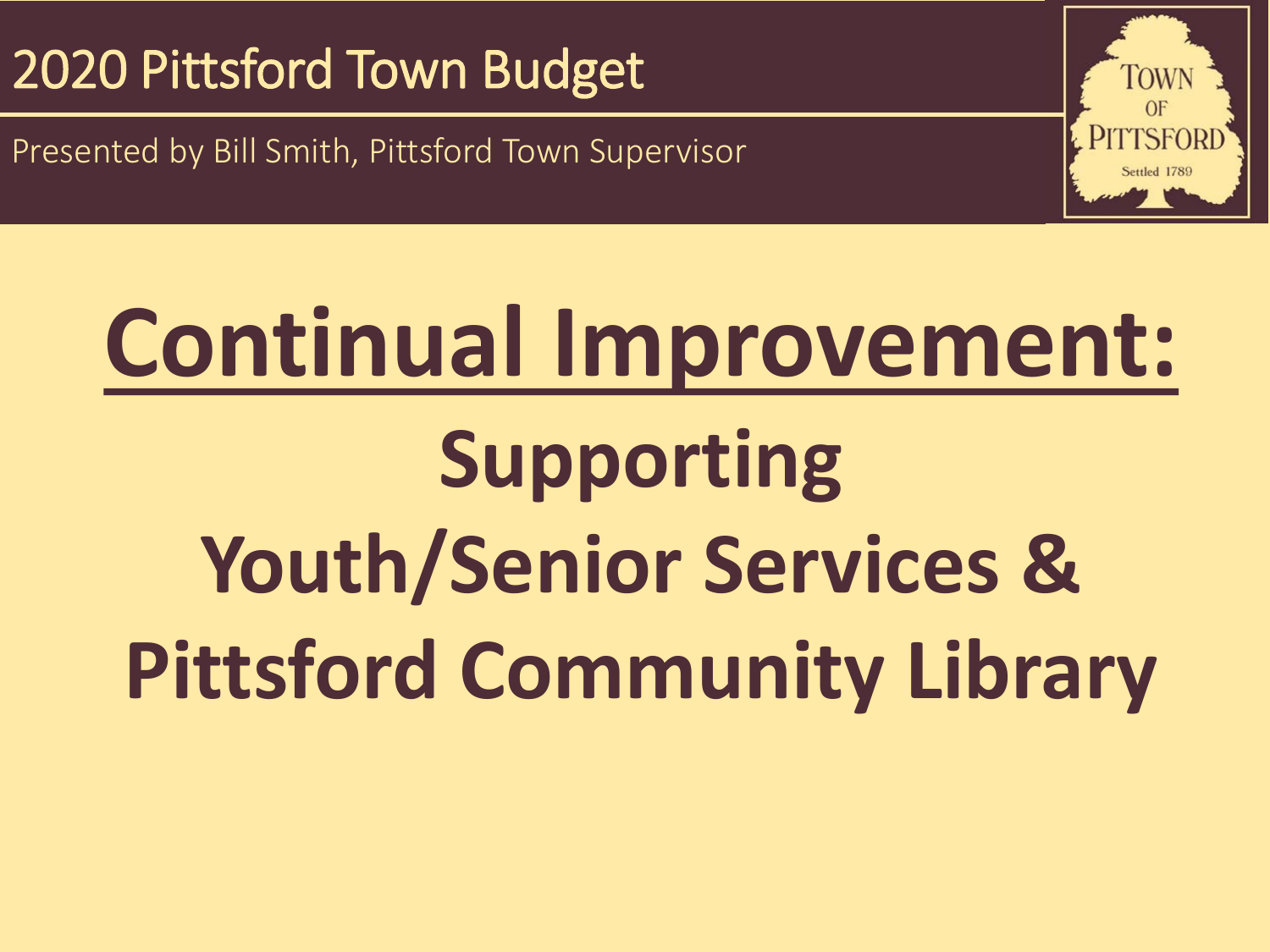2020 Pittsford Town Budget

Presented by Bill Smith, Pittsford Town Supervisor

TOWN OF PITTSFORD
Settled 1789

# Continual Improvement:

## Supporting Youth/Senior Services & Pittsford Community Library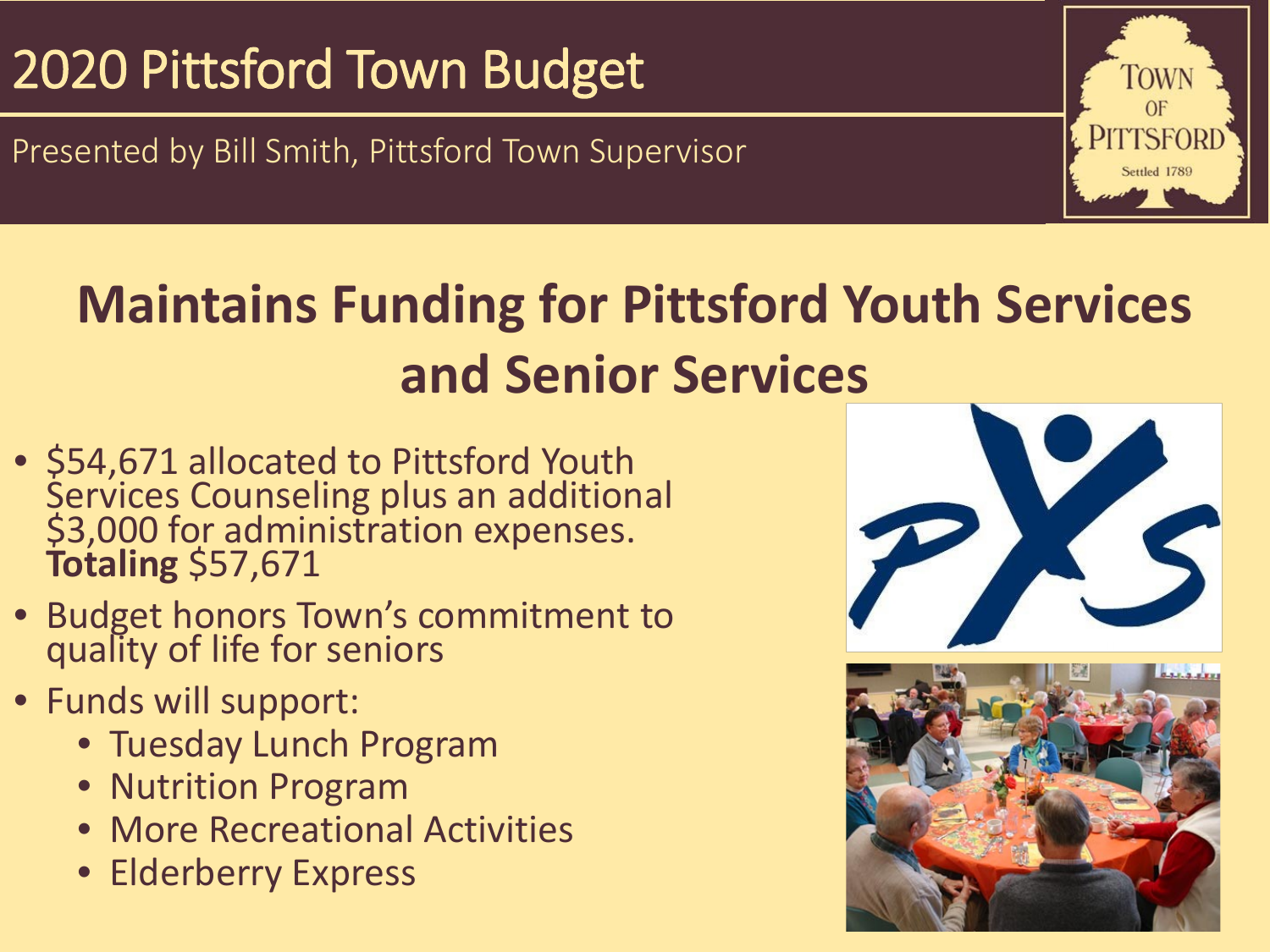# 2020 Pittsford Town Budget

Presented by Bill Smith, Pittsford Town Supervisor

## Maintains Funding for Pittsford Youth Services and Senior Services

- $54,671 allocated to Pittsford Youth Services Counseling plus an additional $3,000 for administration expenses. **Totaling** $57,671
- Budget honors Town's commitment to quality of life for seniors
- Funds will support:
  - Tuesday Lunch Program
  - Nutrition Program
  - More Recreational Activities
  - Elderberry Express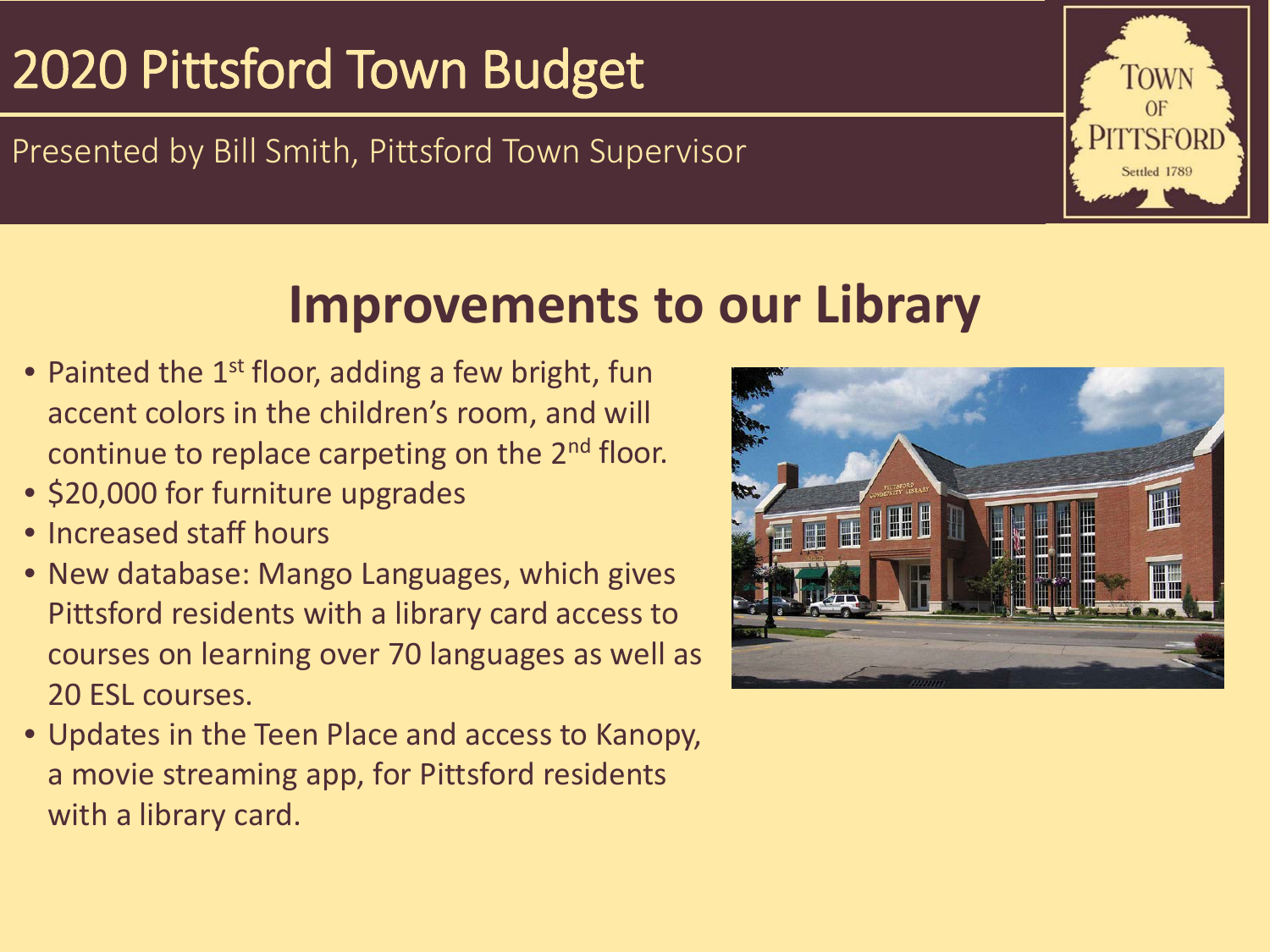# 2020 Pittsford Town Budget

Presented by Bill Smith, Pittsford Town Supervisor

## Improvements to our Library

- Painted the 1st floor, adding a few bright, fun accent colors in the children's room, and will continue to replace carpeting on the 2nd floor.
- $20,000 for furniture upgrades
- Increased staff hours
- New database: Mango Languages, which gives Pittsford residents with a library card access to courses on learning over 70 languages as well as 20 ESL courses.
- Updates in the Teen Place and access to Kanopy, a movie streaming app, for Pittsford residents with a library card.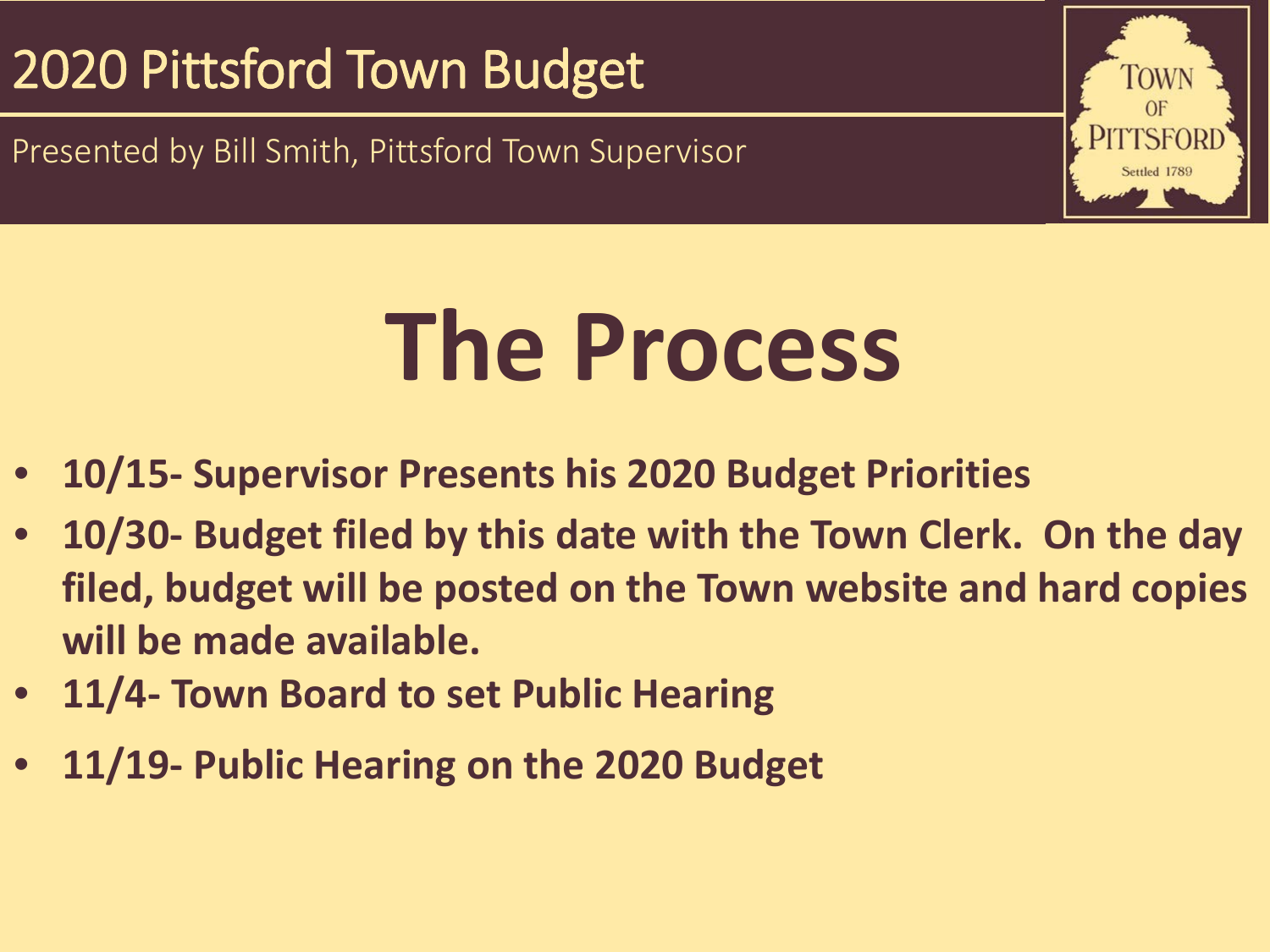2020 Pittsford Town Budget

Presented by Bill Smith, Pittsford Town Supervisor

Town of Pittsford
Settled 1789

# The Process

- **10/15- Supervisor Presents his 2020 Budget Priorities**
- **10/30- Budget filed by this date with the Town Clerk. On the day filed, budget will be posted on the Town website and hard copies will be made available.**
- **11/4- Town Board to set Public Hearing**
- **11/19- Public Hearing on the 2020 Budget**